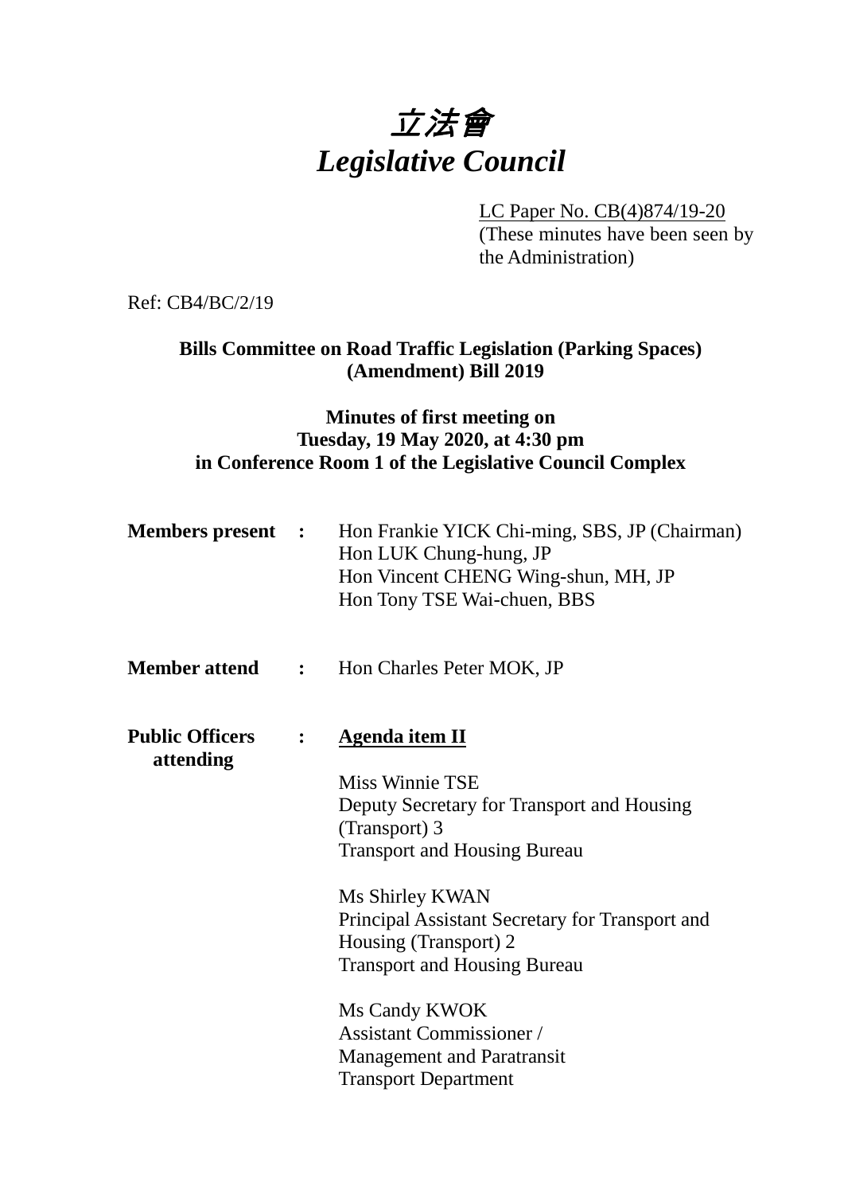# *立法會*
# *Legislative Council*

LC Paper No. CB(4)874/19-20
(These minutes have been seen by the Administration)

Ref: CB4/BC/2/19

**Bills Committee on Road Traffic Legislation (Parking Spaces) (Amendment) Bill 2019**

**Minutes of first meeting on Tuesday, 19 May 2020, at 4:30 pm in Conference Room 1 of the Legislative Council Complex**

**Members present :** Hon Frankie YICK Chi-ming, SBS, JP (Chairman)
Hon LUK Chung-hung, JP
Hon Vincent CHENG Wing-shun, MH, JP
Hon Tony TSE Wai-chuen, BBS

**Member attend :** Hon Charles Peter MOK, JP

**Public Officers attending :** <u>**Agenda item II**</u>

Miss Winnie TSE
Deputy Secretary for Transport and Housing (Transport) 3
Transport and Housing Bureau

Ms Shirley KWAN
Principal Assistant Secretary for Transport and Housing (Transport) 2
Transport and Housing Bureau

Ms Candy KWOK
Assistant Commissioner /
Management and Paratransit
Transport Department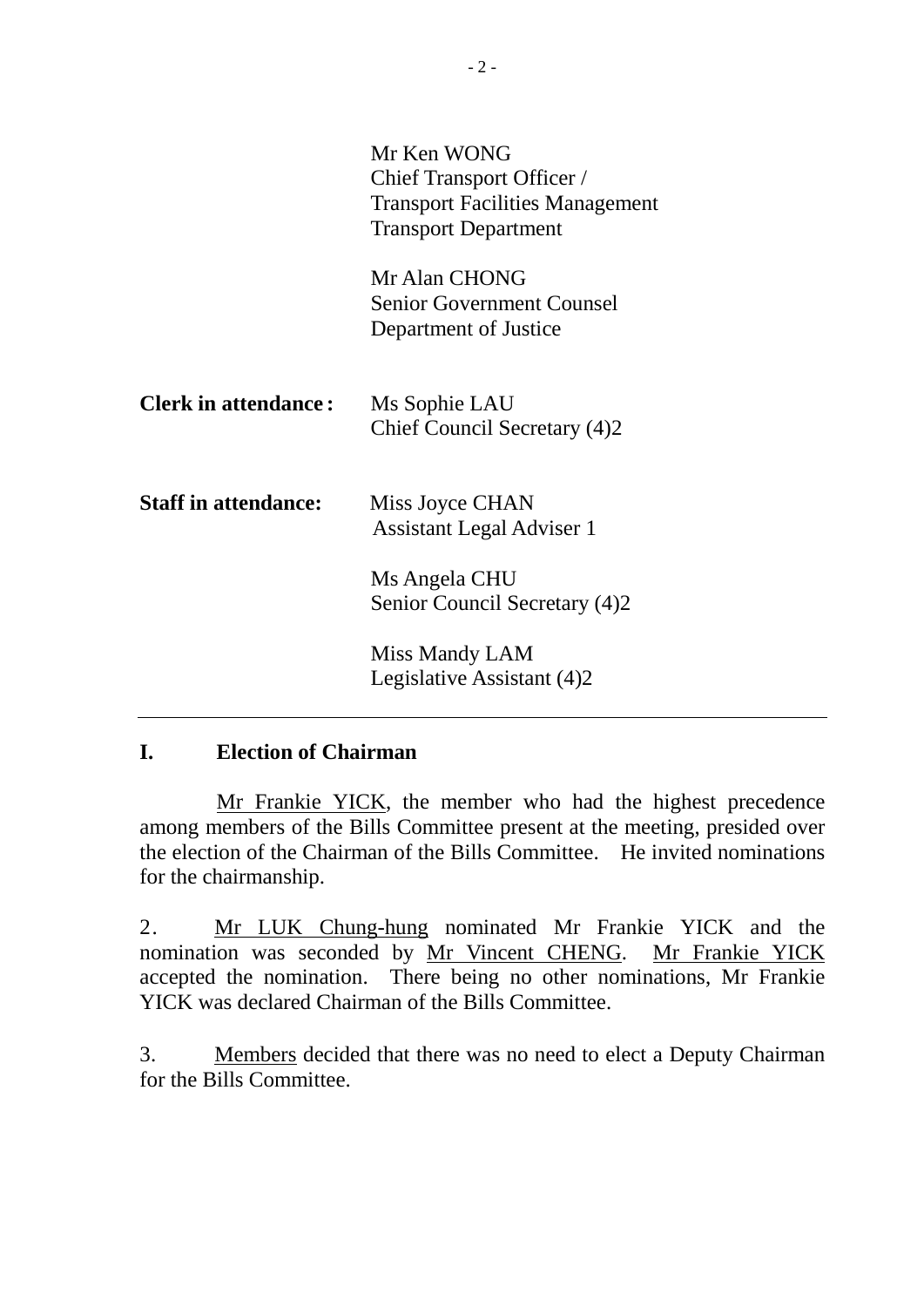Mr Ken WONG  
Chief Transport Officer /  
Transport Facilities Management  
Transport Department

Mr Alan CHONG  
Senior Government Counsel  
Department of Justice

**Clerk in attendance :** Ms Sophie LAU  
Chief Council Secretary (4)2

**Staff in attendance:** Miss Joyce CHAN  
Assistant Legal Adviser 1

Ms Angela CHU  
Senior Council Secretary (4)2

Miss Mandy LAM  
Legislative Assistant (4)2

---

## I. Election of Chairman

Mr Frankie YICK, the member who had the highest precedence among members of the Bills Committee present at the meeting, presided over the election of the Chairman of the Bills Committee. He invited nominations for the chairmanship.

2. Mr LUK Chung-hung nominated Mr Frankie YICK and the nomination was seconded by Mr Vincent CHENG. Mr Frankie YICK accepted the nomination. There being no other nominations, Mr Frankie YICK was declared Chairman of the Bills Committee.

3. Members decided that there was no need to elect a Deputy Chairman for the Bills Committee.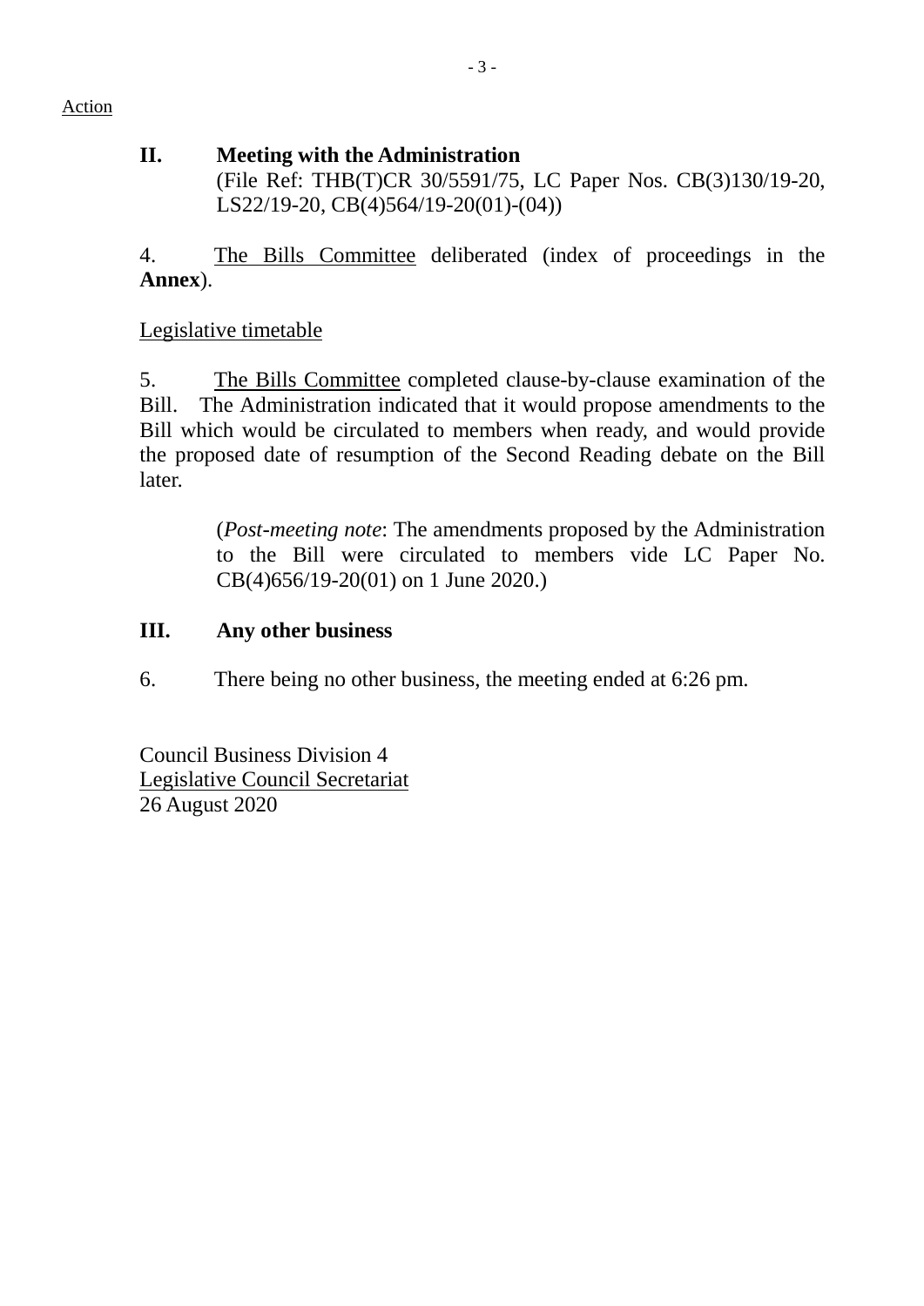Action

## II. Meeting with the Administration

(File Ref: THB(T)CR 30/5591/75, LC Paper Nos. CB(3)130/19-20, LS22/19-20, CB(4)564/19-20(01)-(04))

4. The Bills Committee deliberated (index of proceedings in the **Annex**).

Legislative timetable

5. The Bills Committee completed clause-by-clause examination of the Bill. The Administration indicated that it would propose amendments to the Bill which would be circulated to members when ready, and would provide the proposed date of resumption of the Second Reading debate on the Bill later.

> (*Post-meeting note*: The amendments proposed by the Administration to the Bill were circulated to members vide LC Paper No. CB(4)656/19-20(01) on 1 June 2020.)

## III. Any other business

6. There being no other business, the meeting ended at 6:26 pm.

Council Business Division 4
Legislative Council Secretariat
26 August 2020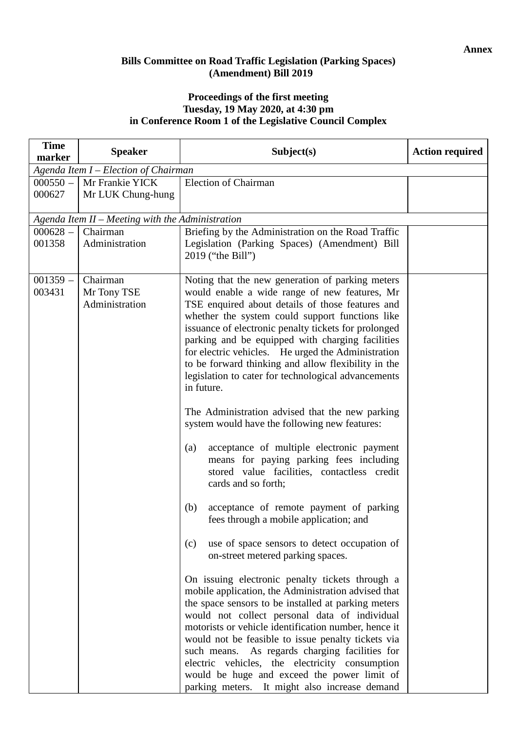**Annex**

**Bills Committee on Road Traffic Legislation (Parking Spaces) (Amendment) Bill 2019**

**Proceedings of the first meeting**
**Tuesday, 19 May 2020, at 4:30 pm**
**in Conference Room 1 of the Legislative Council Complex**

| Time marker | Speaker | Subject(s) | Action required |
|---|---|---|---|
| *Agenda Item I – Election of Chairman* | | | |
| 000550 – 000627 | Mr Frankie YICK<br>Mr LUK Chung-hung | Election of Chairman | |
| *Agenda Item II – Meeting with the Administration* | | | |
| 000628 – 001358 | Chairman<br>Administration | Briefing by the Administration on the Road Traffic Legislation (Parking Spaces) (Amendment) Bill 2019 ("the Bill") | |
| 001359 – 003431 | Chairman<br>Mr Tony TSE<br>Administration | Noting that the new generation of parking meters would enable a wide range of new features, Mr TSE enquired about details of those features and whether the system could support functions like issuance of electronic penalty tickets for prolonged parking and be equipped with charging facilities for electric vehicles. He urged the Administration to be forward thinking and allow flexibility in the legislation to cater for technological advancements in future.<br><br>The Administration advised that the new parking system would have the following new features:<br><br>(a) acceptance of multiple electronic payment means for paying parking fees including stored value facilities, contactless credit cards and so forth;<br><br>(b) acceptance of remote payment of parking fees through a mobile application; and<br><br>(c) use of space sensors to detect occupation of on-street metered parking spaces.<br><br>On issuing electronic penalty tickets through a mobile application, the Administration advised that the space sensors to be installed at parking meters would not collect personal data of individual motorists or vehicle identification number, hence it would not be feasible to issue penalty tickets via such means. As regards charging facilities for electric vehicles, the electricity consumption would be huge and exceed the power limit of parking meters. It might also increase demand | |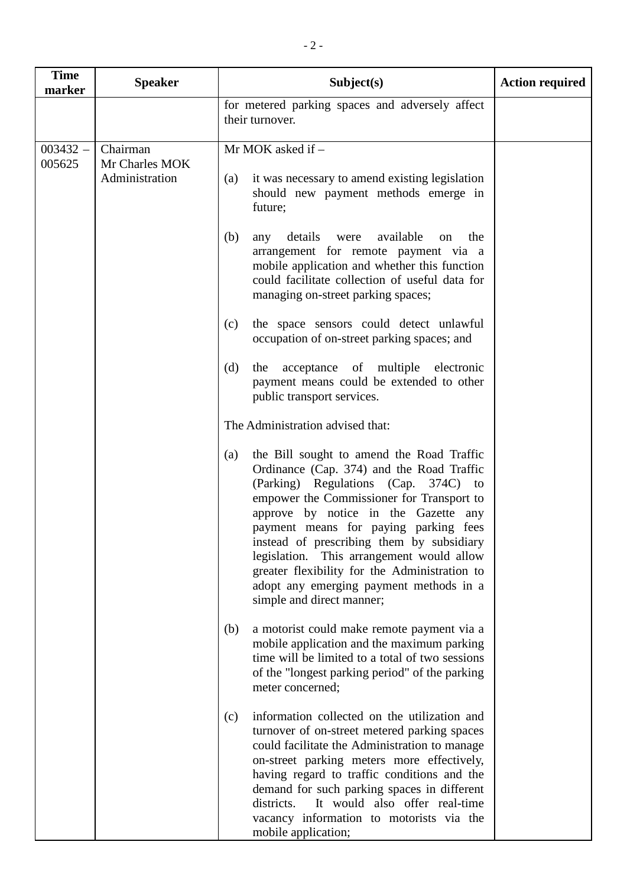| Time marker | Speaker | Subject(s) | Action required |
|---|---|---|---|
| | | for metered parking spaces and adversely affect their turnover. | |
| 003432 – 005625 | Chairman<br>Mr Charles MOK<br>Administration | Mr MOK asked if –<br><br>(a) it was necessary to amend existing legislation should new payment methods emerge in future;<br><br>(b) any details were available on the arrangement for remote payment via a mobile application and whether this function could facilitate collection of useful data for managing on-street parking spaces;<br><br>(c) the space sensors could detect unlawful occupation of on-street parking spaces; and<br><br>(d) the acceptance of multiple electronic payment means could be extended to other public transport services.<br><br>The Administration advised that:<br><br>(a) the Bill sought to amend the Road Traffic Ordinance (Cap. 374) and the Road Traffic (Parking) Regulations (Cap. 374C) to empower the Commissioner for Transport to approve by notice in the Gazette any payment means for paying parking fees instead of prescribing them by subsidiary legislation. This arrangement would allow greater flexibility for the Administration to adopt any emerging payment methods in a simple and direct manner;<br><br>(b) a motorist could make remote payment via a mobile application and the maximum parking time will be limited to a total of two sessions of the "longest parking period" of the parking meter concerned;<br><br>(c) information collected on the utilization and turnover of on-street metered parking spaces could facilitate the Administration to manage on-street parking meters more effectively, having regard to traffic conditions and the demand for such parking spaces in different districts. It would also offer real-time vacancy information to motorists via the mobile application; | |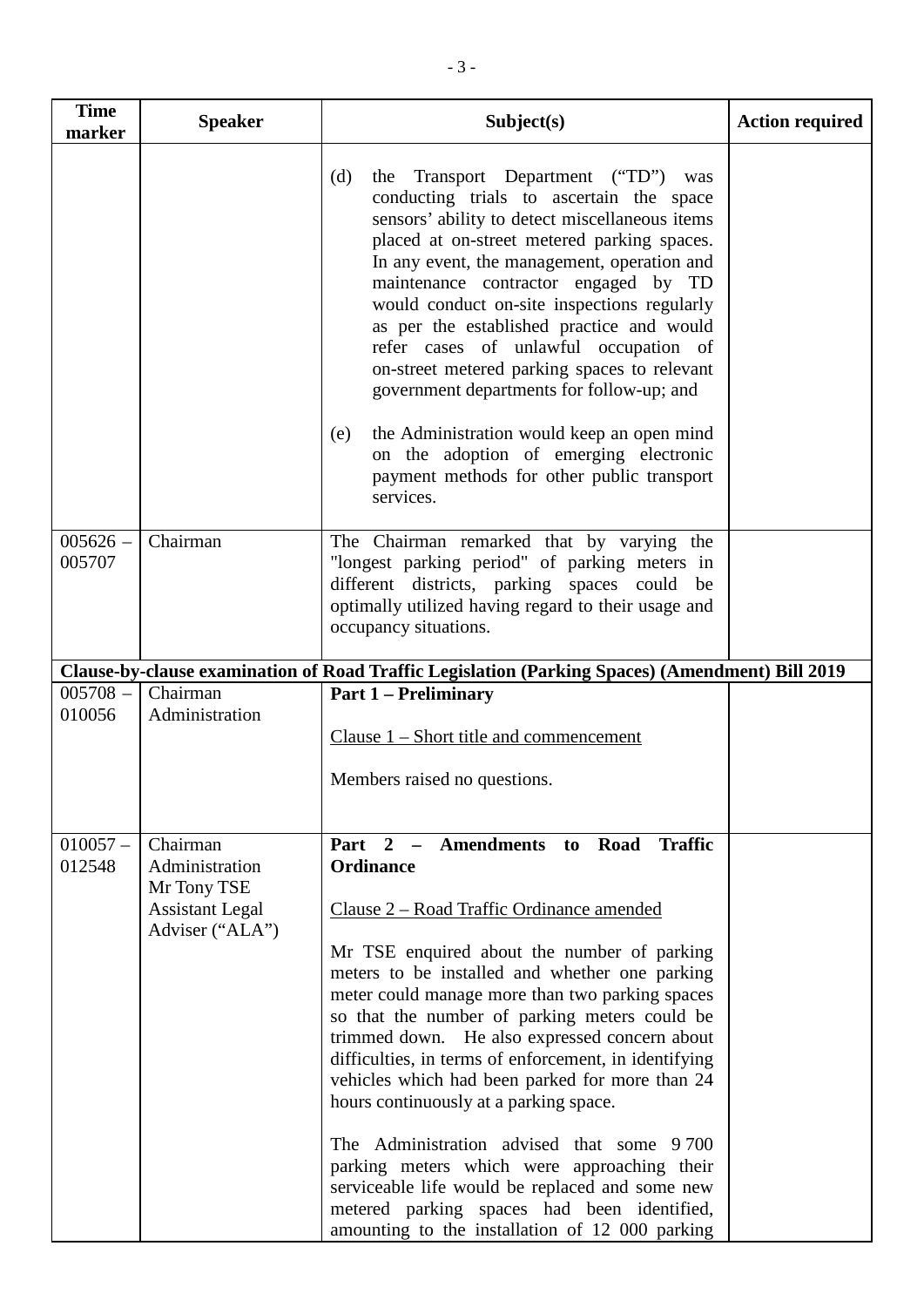| Time marker | Speaker | Subject(s) | Action required |
|---|---|---|---|
| | | (d) the Transport Department ("TD") was conducting trials to ascertain the space sensors' ability to detect miscellaneous items placed at on-street metered parking spaces. In any event, the management, operation and maintenance contractor engaged by TD would conduct on-site inspections regularly as per the established practice and would refer cases of unlawful occupation of on-street metered parking spaces to relevant government departments for follow-up; and<br><br>(e) the Administration would keep an open mind on the adoption of emerging electronic payment methods for other public transport services. | |
| 005626 – 005707 | Chairman | The Chairman remarked that by varying the "longest parking period" of parking meters in different districts, parking spaces could be optimally utilized having regard to their usage and occupancy situations. | |
| **Clause-by-clause examination of Road Traffic Legislation (Parking Spaces) (Amendment) Bill 2019** | | | |
| 005708 – 010056 | Chairman<br>Administration | **Part 1 – Preliminary**<br><br>Clause 1 – Short title and commencement<br><br>Members raised no questions. | |
| 010057 – 012548 | Chairman<br>Administration<br>Mr Tony TSE<br>Assistant Legal Adviser ("ALA") | **Part 2 – Amendments to Road Traffic Ordinance**<br><br>Clause 2 – Road Traffic Ordinance amended<br><br>Mr TSE enquired about the number of parking meters to be installed and whether one parking meter could manage more than two parking spaces so that the number of parking meters could be trimmed down. He also expressed concern about difficulties, in terms of enforcement, in identifying vehicles which had been parked for more than 24 hours continuously at a parking space.<br><br>The Administration advised that some 9 700 parking meters which were approaching their serviceable life would be replaced and some new metered parking spaces had been identified, amounting to the installation of 12 000 parking | |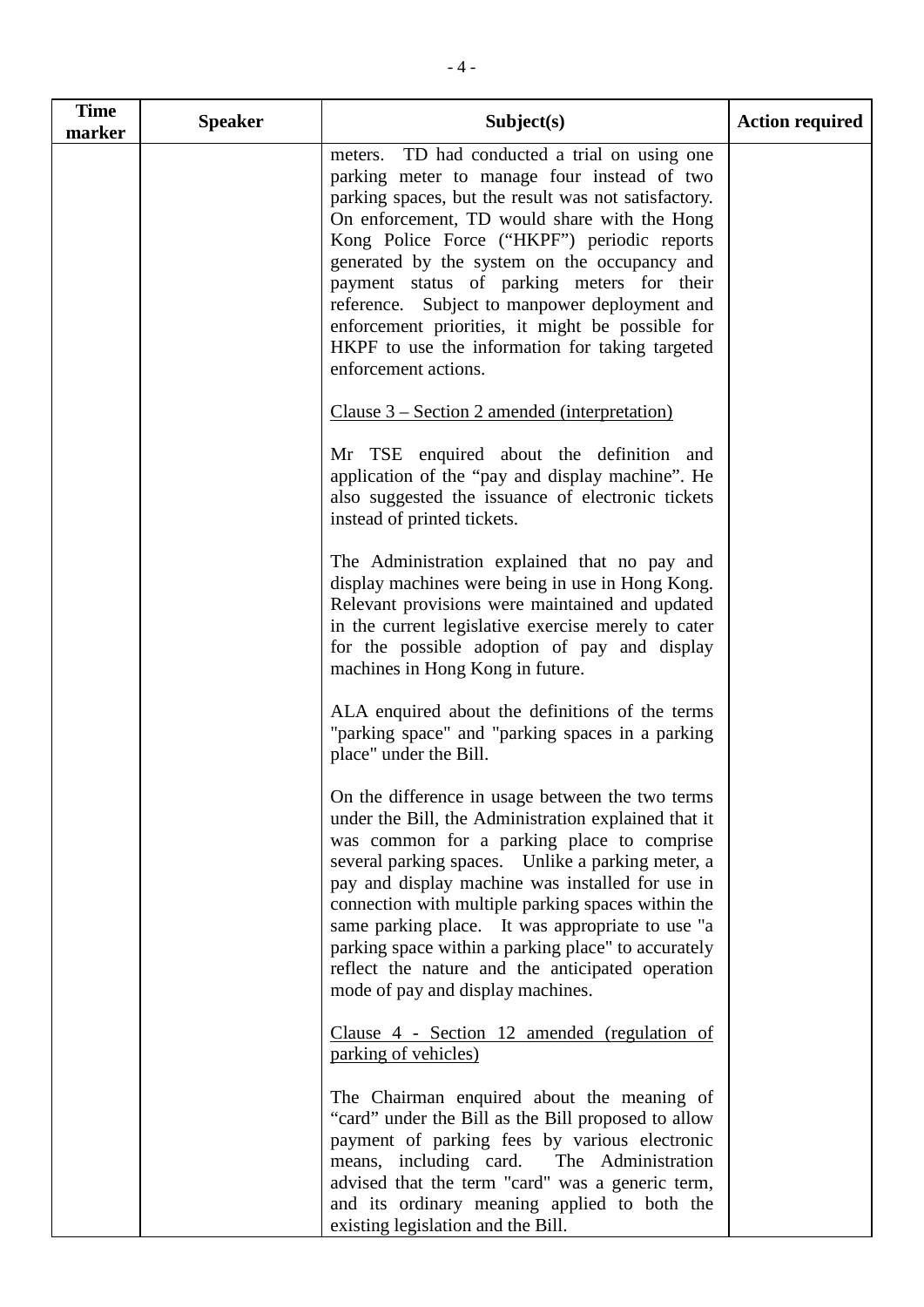| Time marker | Speaker | Subject(s) | Action required |
|---|---|---|---|
| | | meters. TD had conducted a trial on using one parking meter to manage four instead of two parking spaces, but the result was not satisfactory. On enforcement, TD would share with the Hong Kong Police Force ("HKPF") periodic reports generated by the system on the occupancy and payment status of parking meters for their reference. Subject to manpower deployment and enforcement priorities, it might be possible for HKPF to use the information for taking targeted enforcement actions.<br><br><u>Clause 3 – Section 2 amended (interpretation)</u><br><br>Mr TSE enquired about the definition and application of the "pay and display machine". He also suggested the issuance of electronic tickets instead of printed tickets.<br><br>The Administration explained that no pay and display machines were being in use in Hong Kong. Relevant provisions were maintained and updated in the current legislative exercise merely to cater for the possible adoption of pay and display machines in Hong Kong in future.<br><br>ALA enquired about the definitions of the terms "parking space" and "parking spaces in a parking place" under the Bill.<br><br>On the difference in usage between the two terms under the Bill, the Administration explained that it was common for a parking place to comprise several parking spaces. Unlike a parking meter, a pay and display machine was installed for use in connection with multiple parking spaces within the same parking place. It was appropriate to use "a parking space within a parking place" to accurately reflect the nature and the anticipated operation mode of pay and display machines.<br><br><u>Clause 4 - Section 12 amended (regulation of parking of vehicles)</u><br><br>The Chairman enquired about the meaning of "card" under the Bill as the Bill proposed to allow payment of parking fees by various electronic means, including card. The Administration advised that the term "card" was a generic term, and its ordinary meaning applied to both the existing legislation and the Bill. | |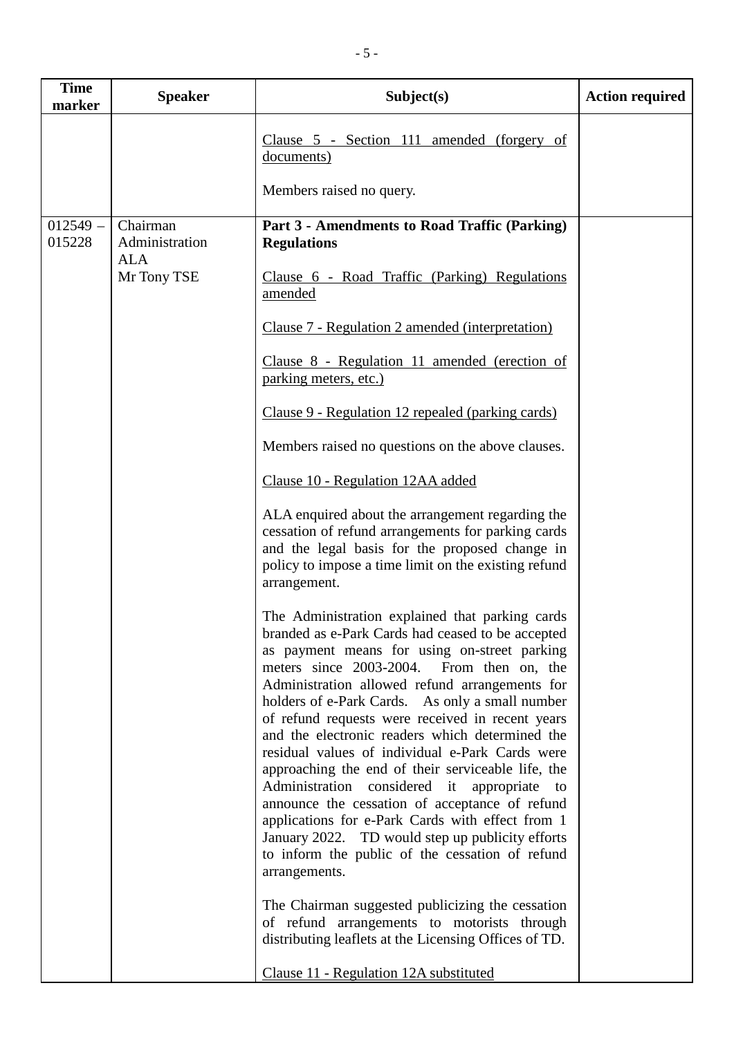| Time marker | Speaker | Subject(s) | Action required |
|---|---|---|---|
| | | Clause 5 - Section 111 amended (forgery of documents)<br><br>Members raised no query. | |
| 012549 – 015228 | Chairman<br>Administration<br>ALA<br>Mr Tony TSE | **Part 3 - Amendments to Road Traffic (Parking) Regulations**<br><br>Clause 6 - Road Traffic (Parking) Regulations amended<br><br>Clause 7 - Regulation 2 amended (interpretation)<br><br>Clause 8 - Regulation 11 amended (erection of parking meters, etc.)<br><br>Clause 9 - Regulation 12 repealed (parking cards)<br><br>Members raised no questions on the above clauses.<br><br>Clause 10 - Regulation 12AA added<br><br>ALA enquired about the arrangement regarding the cessation of refund arrangements for parking cards and the legal basis for the proposed change in policy to impose a time limit on the existing refund arrangement.<br><br>The Administration explained that parking cards branded as e-Park Cards had ceased to be accepted as payment means for using on-street parking meters since 2003-2004. From then on, the Administration allowed refund arrangements for holders of e-Park Cards. As only a small number of refund requests were received in recent years and the electronic readers which determined the residual values of individual e-Park Cards were approaching the end of their serviceable life, the Administration considered it appropriate to announce the cessation of acceptance of refund applications for e-Park Cards with effect from 1 January 2022. TD would step up publicity efforts to inform the public of the cessation of refund arrangements.<br><br>The Chairman suggested publicizing the cessation of refund arrangements to motorists through distributing leaflets at the Licensing Offices of TD.<br><br>Clause 11 - Regulation 12A substituted | |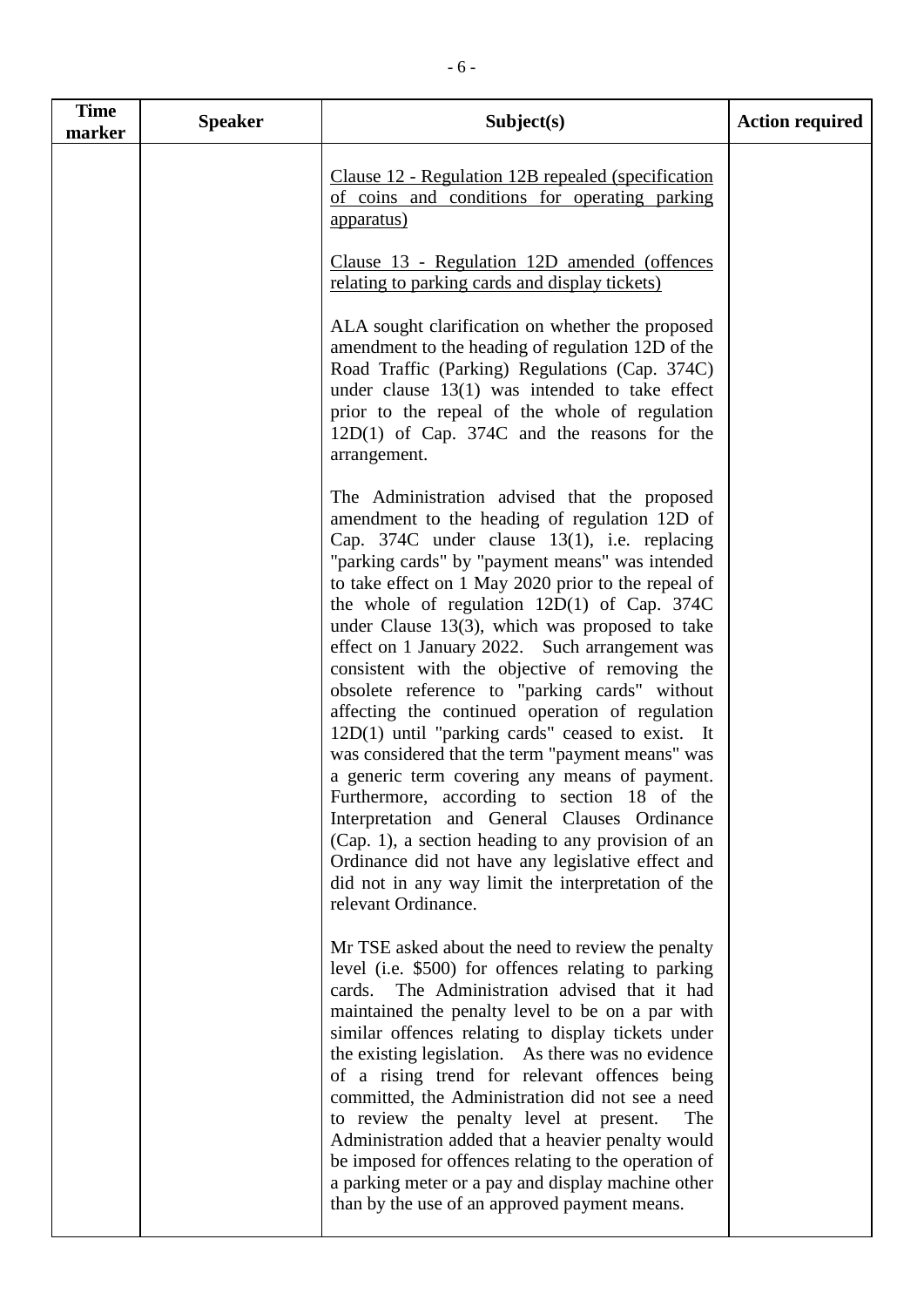| Time marker | Speaker | Subject(s) | Action required |
|---|---|---|---|
| | | <u>Clause 12 - Regulation 12B repealed (specification of coins and conditions for operating parking apparatus)</u><br><br><u>Clause 13 - Regulation 12D amended (offences relating to parking cards and display tickets)</u><br><br>ALA sought clarification on whether the proposed amendment to the heading of regulation 12D of the Road Traffic (Parking) Regulations (Cap. 374C) under clause 13(1) was intended to take effect prior to the repeal of the whole of regulation 12D(1) of Cap. 374C and the reasons for the arrangement.<br><br>The Administration advised that the proposed amendment to the heading of regulation 12D of Cap. 374C under clause 13(1), i.e. replacing "parking cards" by "payment means" was intended to take effect on 1 May 2020 prior to the repeal of the whole of regulation 12D(1) of Cap. 374C under Clause 13(3), which was proposed to take effect on 1 January 2022. Such arrangement was consistent with the objective of removing the obsolete reference to "parking cards" without affecting the continued operation of regulation 12D(1) until "parking cards" ceased to exist. It was considered that the term "payment means" was a generic term covering any means of payment. Furthermore, according to section 18 of the Interpretation and General Clauses Ordinance (Cap. 1), a section heading to any provision of an Ordinance did not have any legislative effect and did not in any way limit the interpretation of the relevant Ordinance.<br><br>Mr TSE asked about the need to review the penalty level (i.e. $500) for offences relating to parking cards. The Administration advised that it had maintained the penalty level to be on a par with similar offences relating to display tickets under the existing legislation. As there was no evidence of a rising trend for relevant offences being committed, the Administration did not see a need to review the penalty level at present. The Administration added that a heavier penalty would be imposed for offences relating to the operation of a parking meter or a pay and display machine other than by the use of an approved payment means. | |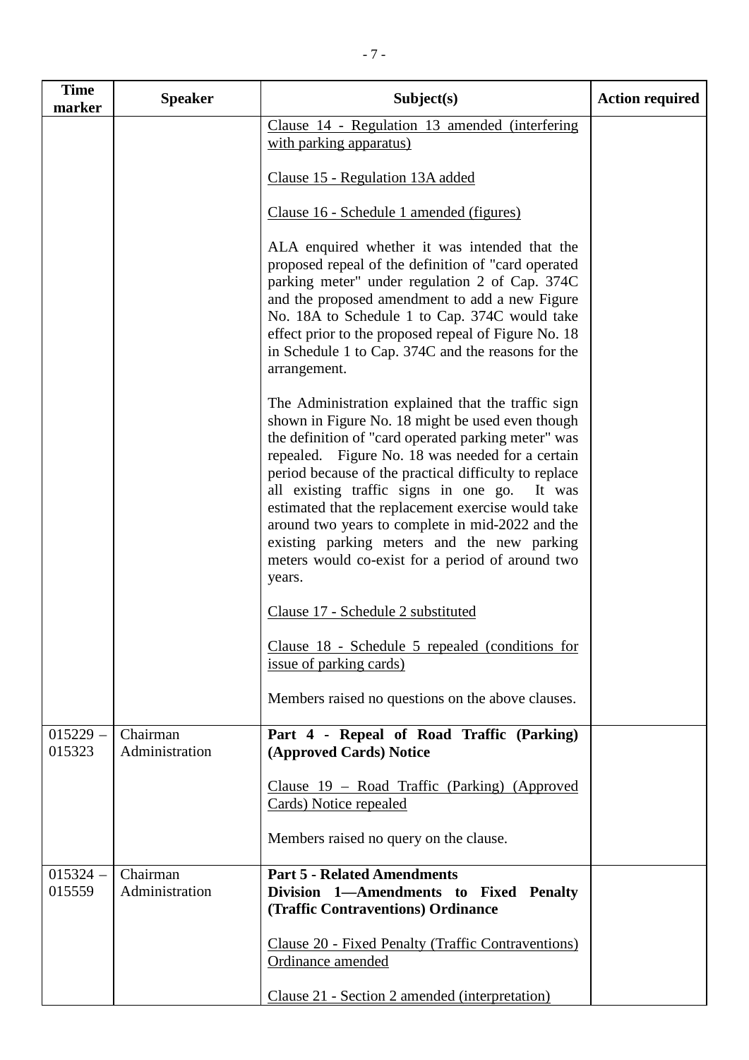| Time marker | Speaker | Subject(s) | Action required |
|---|---|---|---|
| | | <u>Clause 14 - Regulation 13 amended (interfering with parking apparatus)</u><br><br><u>Clause 15 - Regulation 13A added</u><br><br><u>Clause 16 - Schedule 1 amended (figures)</u><br><br>ALA enquired whether it was intended that the proposed repeal of the definition of "card operated parking meter" under regulation 2 of Cap. 374C and the proposed amendment to add a new Figure No. 18A to Schedule 1 to Cap. 374C would take effect prior to the proposed repeal of Figure No. 18 in Schedule 1 to Cap. 374C and the reasons for the arrangement.<br><br>The Administration explained that the traffic sign shown in Figure No. 18 might be used even though the definition of "card operated parking meter" was repealed. Figure No. 18 was needed for a certain period because of the practical difficulty to replace all existing traffic signs in one go. It was estimated that the replacement exercise would take around two years to complete in mid-2022 and the existing parking meters and the new parking meters would co-exist for a period of around two years.<br><br><u>Clause 17 - Schedule 2 substituted</u><br><br><u>Clause 18 - Schedule 5 repealed (conditions for issue of parking cards)</u><br><br>Members raised no questions on the above clauses. | |
| 015229 – 015323 | Chairman<br>Administration | **Part 4 - Repeal of Road Traffic (Parking) (Approved Cards) Notice**<br><br><u>Clause 19 – Road Traffic (Parking) (Approved Cards) Notice repealed</u><br><br>Members raised no query on the clause. | |
| 015324 – 015559 | Chairman<br>Administration | **Part 5 - Related Amendments**<br>**Division 1—Amendments to Fixed Penalty (Traffic Contraventions) Ordinance**<br><br><u>Clause 20 - Fixed Penalty (Traffic Contraventions) Ordinance amended</u><br><br><u>Clause 21 - Section 2 amended (interpretation)</u> | |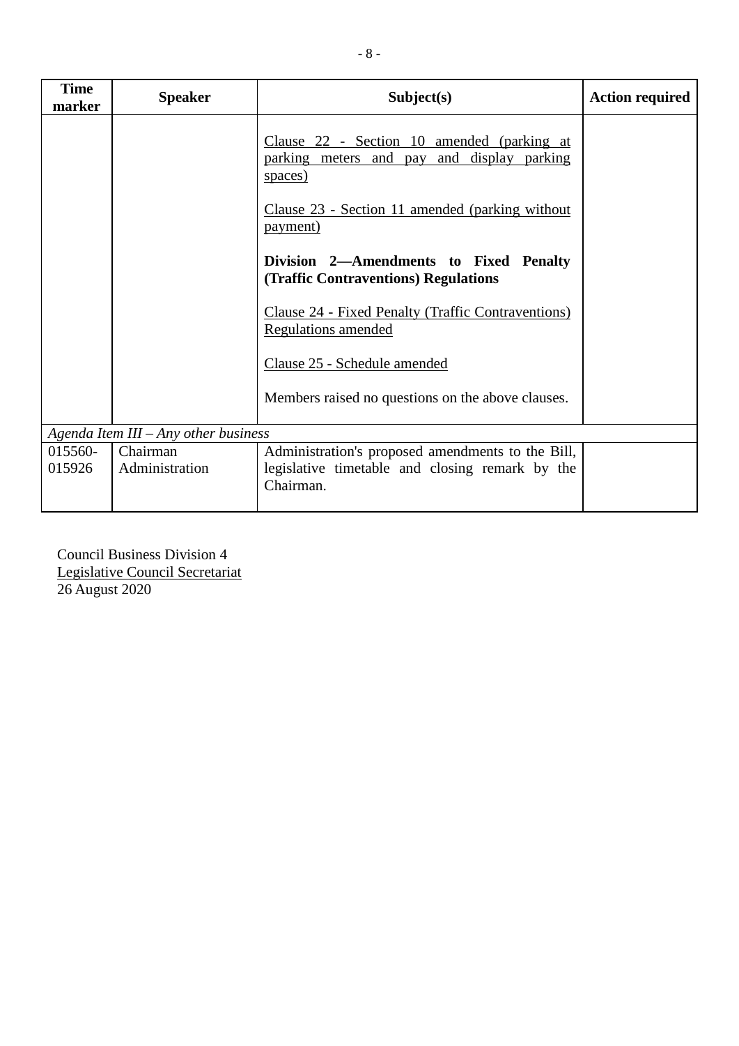| Time marker | Speaker | Subject(s) | Action required |
|---|---|---|---|
| | | <u>Clause 22 - Section 10 amended (parking at parking meters and pay and display parking spaces)</u><br><br><u>Clause 23 - Section 11 amended (parking without payment)</u><br><br>**Division 2—Amendments to Fixed Penalty (Traffic Contraventions) Regulations**<br><br><u>Clause 24 - Fixed Penalty (Traffic Contraventions) Regulations amended</u><br><br><u>Clause 25 - Schedule amended</u><br><br>Members raised no questions on the above clauses. | |
| *Agenda Item III – Any other business* | | | |
| 015560-015926 | Chairman<br>Administration | Administration's proposed amendments to the Bill, legislative timetable and closing remark by the Chairman. | |

Council Business Division 4
<u>Legislative Council Secretariat</u>
26 August 2020